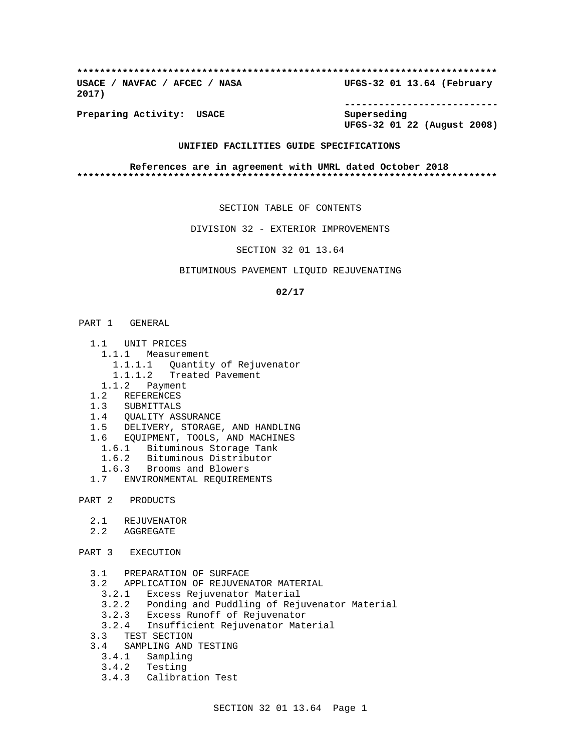**************************************************************************

**USACE / NAVFAC / AFCEC / NASA UFGS-32 01 13.64 (February 2017)**

**-----------------------------**

**Preparing Activity: USACE Superseding UFGS-32 01 22 (August 2008)**

**UNIFIED FACILITIES GUIDE SPECIFICATIONS**

**References are in agreement with UMRL dated October 2018**

**************************************************************************

SECTION TABLE OF CONTENTS

DIVISION 32 - EXTERIOR IMPROVEMENTS

SECTION 32 01 13.64

BITUMINOUS PAVEMENT LIQUID REJUVENATING

**02/17**

PART 1 GENERAL

- 1.1 UNIT PRICES
  - 1.1.1 Measurement
    - 1.1.1.1 Quantity of Rejuvenator
    - 1.1.1.2 Treated Pavement
  - 1.1.2 Payment
- 1.2 REFERENCES
- 1.3 SUBMITTALS
- 1.4 QUALITY ASSURANCE
- 1.5 DELIVERY, STORAGE, AND HANDLING
- 1.6 EQUIPMENT, TOOLS, AND MACHINES
  - 1.6.1 Bituminous Storage Tank
  - 1.6.2 Bituminous Distributor
  - 1.6.3 Brooms and Blowers
- 1.7 ENVIRONMENTAL REQUIREMENTS

PART 2 PRODUCTS

- 2.1 REJUVENATOR
- 2.2 AGGREGATE

PART 3 EXECUTION

- 3.1 PREPARATION OF SURFACE
- 3.2 APPLICATION OF REJUVENATOR MATERIAL
  - 3.2.1 Excess Rejuvenator Material
  - 3.2.2 Ponding and Puddling of Rejuvenator Material
  - 3.2.3 Excess Runoff of Rejuvenator
  - 3.2.4 Insufficient Rejuvenator Material
- 3.3 TEST SECTION
- 3.4 SAMPLING AND TESTING
  - 3.4.1 Sampling
  - 3.4.2 Testing
  - 3.4.3 Calibration Test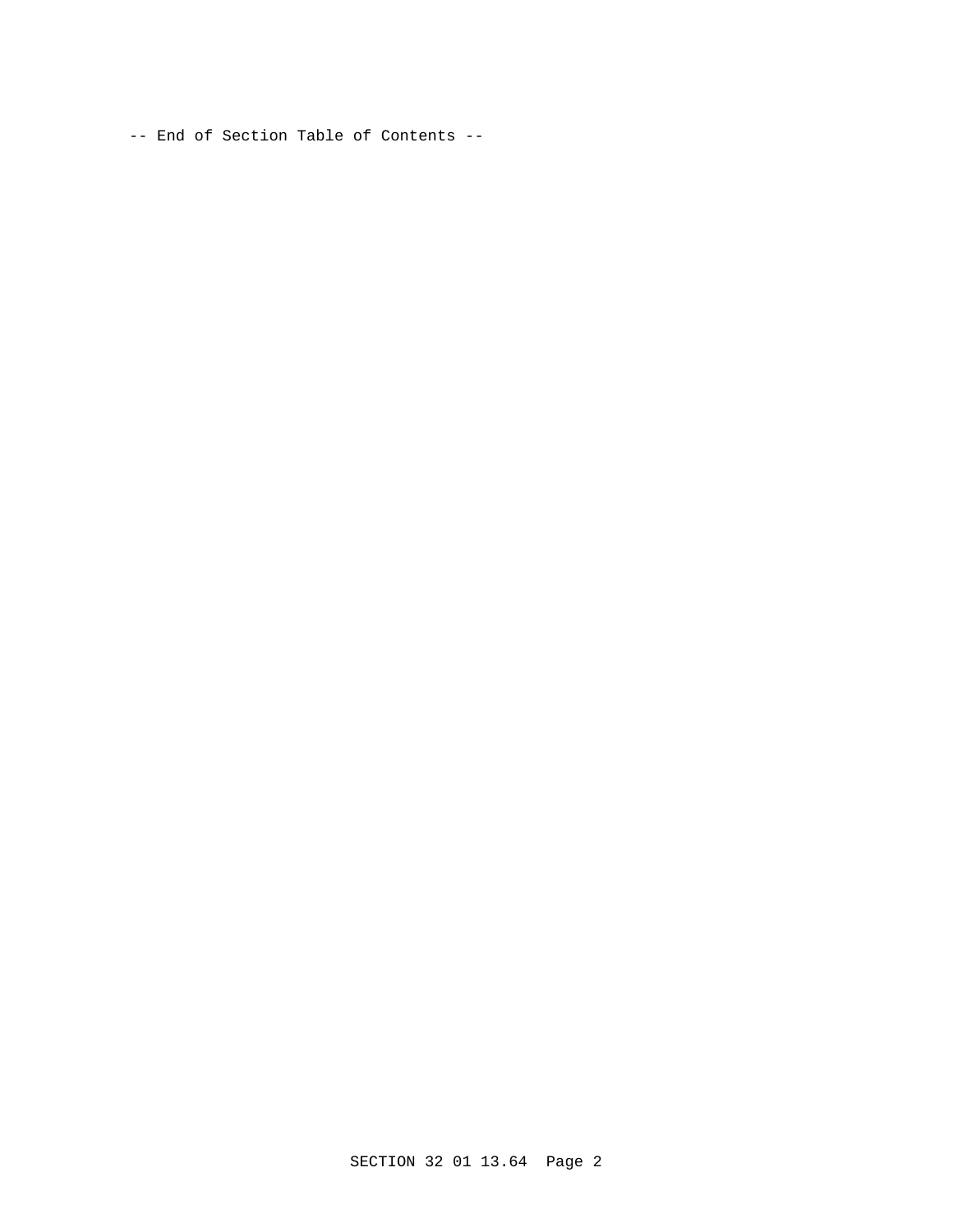-- End of Section Table of Contents --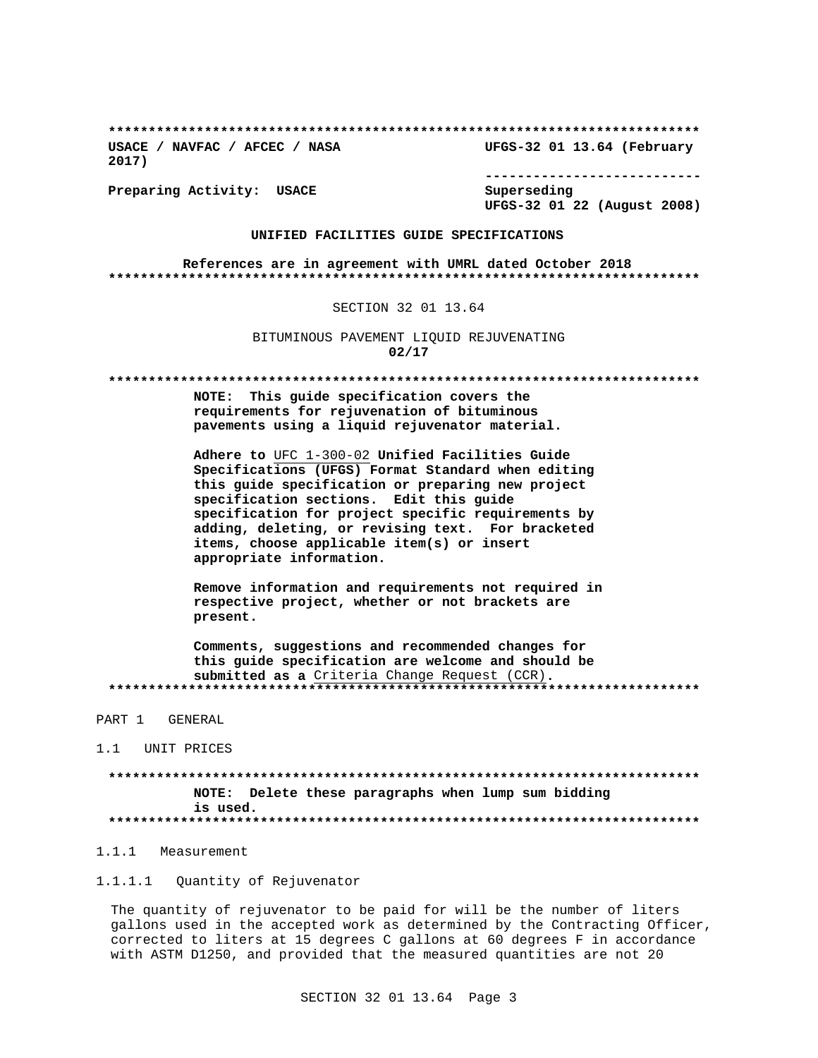```
**************************************************************************
USACE / NAVFAC / AFCEC / NASA                  UFGS-32 01 13.64 (February
2017)
                                               ---------------------------
Preparing Activity:  USACE                     Superseding
                                               UFGS-32 01 22 (August 2008)
```

**UNIFIED FACILITIES GUIDE SPECIFICATIONS**

**References are in agreement with UMRL dated October 2018**

```
**************************************************************************
```

SECTION 32 01 13.64

BITUMINOUS PAVEMENT LIQUID REJUVENATING
**02/17**

```
**************************************************************************
```

**NOTE: This guide specification covers the requirements for rejuvenation of bituminous pavements using a liquid rejuvenator material.**

**Adhere to** UFC 1-300-02 **Unified Facilities Guide Specifications (UFGS) Format Standard when editing this guide specification or preparing new project specification sections. Edit this guide specification for project specific requirements by adding, deleting, or revising text. For bracketed items, choose applicable item(s) or insert appropriate information.**

**Remove information and requirements not required in respective project, whether or not brackets are present.**

**Comments, suggestions and recommended changes for this guide specification are welcome and should be submitted as a** Criteria Change Request (CCR)**.**

```
**************************************************************************
```

PART 1 GENERAL

1.1 UNIT PRICES

```
**************************************************************************
```

**NOTE: Delete these paragraphs when lump sum bidding is used.**

```
**************************************************************************
```

1.1.1 Measurement

1.1.1.1 Quantity of Rejuvenator

The quantity of rejuvenator to be paid for will be the number of liters gallons used in the accepted work as determined by the Contracting Officer, corrected to liters at 15 degrees C gallons at 60 degrees F in accordance with ASTM D1250, and provided that the measured quantities are not 20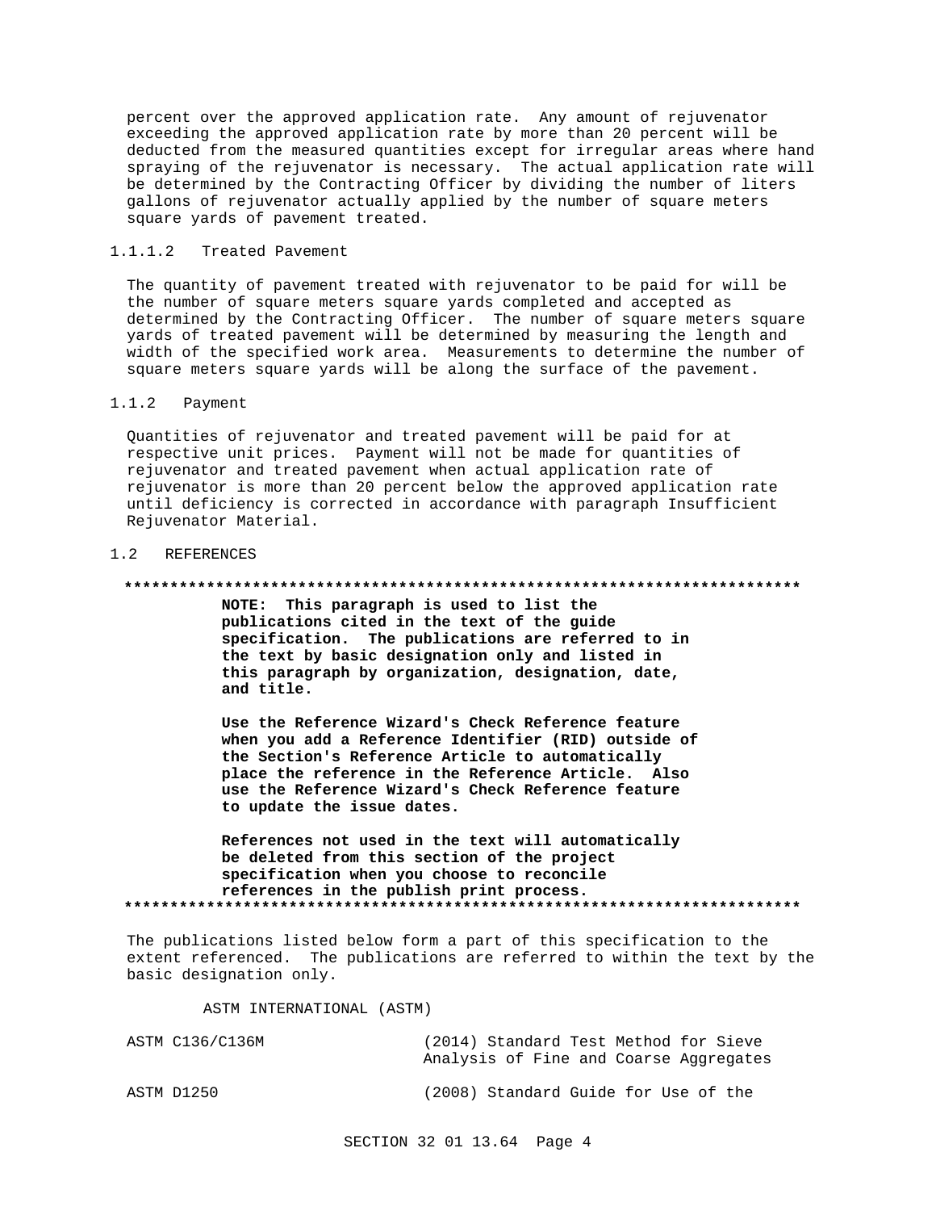percent over the approved application rate. Any amount of rejuvenator exceeding the approved application rate by more than 20 percent will be deducted from the measured quantities except for irregular areas where hand spraying of the rejuvenator is necessary. The actual application rate will be determined by the Contracting Officer by dividing the number of liters gallons of rejuvenator actually applied by the number of square meters square yards of pavement treated.

#### 1.1.1.2 Treated Pavement

The quantity of pavement treated with rejuvenator to be paid for will be the number of square meters square yards completed and accepted as determined by the Contracting Officer. The number of square meters square yards of treated pavement will be determined by measuring the length and width of the specified work area. Measurements to determine the number of square meters square yards will be along the surface of the pavement.

### 1.1.2 Payment

Quantities of rejuvenator and treated pavement will be paid for at respective unit prices. Payment will not be made for quantities of rejuvenator and treated pavement when actual application rate of rejuvenator is more than 20 percent below the approved application rate until deficiency is corrected in accordance with paragraph Insufficient Rejuvenator Material.

## 1.2 REFERENCES

**************************************************************************

**NOTE: This paragraph is used to list the publications cited in the text of the guide specification. The publications are referred to in the text by basic designation only and listed in this paragraph by organization, designation, date, and title.**

**Use the Reference Wizard's Check Reference feature when you add a Reference Identifier (RID) outside of the Section's Reference Article to automatically place the reference in the Reference Article. Also use the Reference Wizard's Check Reference feature to update the issue dates.**

**References not used in the text will automatically be deleted from this section of the project specification when you choose to reconcile references in the publish print process.**

**************************************************************************

The publications listed below form a part of this specification to the extent referenced. The publications are referred to within the text by the basic designation only.

ASTM INTERNATIONAL (ASTM)

| | |
|---|---|
| ASTM C136/C136M | (2014) Standard Test Method for Sieve Analysis of Fine and Coarse Aggregates |
| ASTM D1250 | (2008) Standard Guide for Use of the |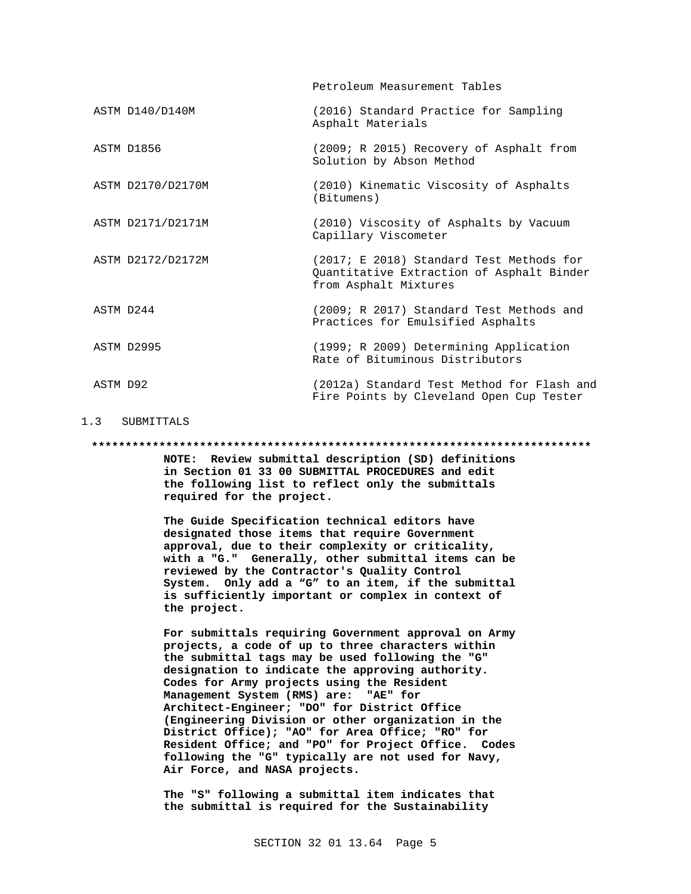| | |
|---|---|
| | Petroleum Measurement Tables |
| ASTM D140/D140M | (2016) Standard Practice for Sampling Asphalt Materials |
| ASTM D1856 | (2009; R 2015) Recovery of Asphalt from Solution by Abson Method |
| ASTM D2170/D2170M | (2010) Kinematic Viscosity of Asphalts (Bitumens) |
| ASTM D2171/D2171M | (2010) Viscosity of Asphalts by Vacuum Capillary Viscometer |
| ASTM D2172/D2172M | (2017; E 2018) Standard Test Methods for Quantitative Extraction of Asphalt Binder from Asphalt Mixtures |
| ASTM D244 | (2009; R 2017) Standard Test Methods and Practices for Emulsified Asphalts |
| ASTM D2995 | (1999; R 2009) Determining Application Rate of Bituminous Distributors |
| ASTM D92 | (2012a) Standard Test Method for Flash and Fire Points by Cleveland Open Cup Tester |

## 1.3 SUBMITTALS

**************************************************************************

**NOTE: Review submittal description (SD) definitions in Section 01 33 00 SUBMITTAL PROCEDURES and edit the following list to reflect only the submittals required for the project.**

**The Guide Specification technical editors have designated those items that require Government approval, due to their complexity or criticality, with a "G." Generally, other submittal items can be reviewed by the Contractor's Quality Control System. Only add a "G" to an item, if the submittal is sufficiently important or complex in context of the project.**

**For submittals requiring Government approval on Army projects, a code of up to three characters within the submittal tags may be used following the "G" designation to indicate the approving authority. Codes for Army projects using the Resident Management System (RMS) are: "AE" for Architect-Engineer; "DO" for District Office (Engineering Division or other organization in the District Office); "AO" for Area Office; "RO" for Resident Office; and "PO" for Project Office. Codes following the "G" typically are not used for Navy, Air Force, and NASA projects.**

**The "S" following a submittal item indicates that the submittal is required for the Sustainability**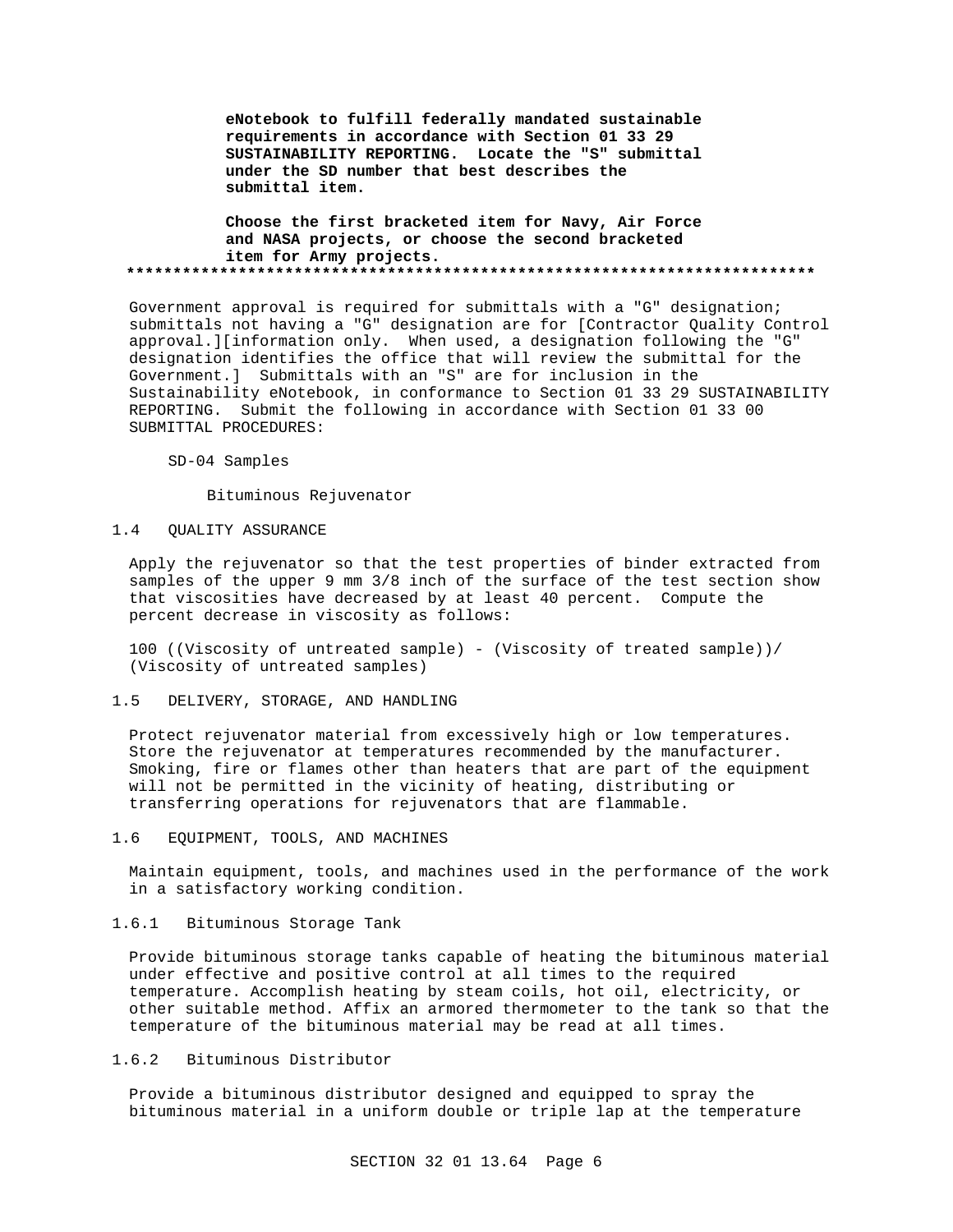**eNotebook to fulfill federally mandated sustainable requirements in accordance with Section 01 33 29 SUSTAINABILITY REPORTING. Locate the "S" submittal under the SD number that best describes the submittal item.**

**Choose the first bracketed item for Navy, Air Force and NASA projects, or choose the second bracketed item for Army projects.**

**************************************************************************

Government approval is required for submittals with a "G" designation; submittals not having a "G" designation are for [Contractor Quality Control approval.][information only. When used, a designation following the "G" designation identifies the office that will review the submittal for the Government.] Submittals with an "S" are for inclusion in the Sustainability eNotebook, in conformance to Section 01 33 29 SUSTAINABILITY REPORTING. Submit the following in accordance with Section 01 33 00 SUBMITTAL PROCEDURES:

SD-04 Samples

Bituminous Rejuvenator

## 1.4 QUALITY ASSURANCE

Apply the rejuvenator so that the test properties of binder extracted from samples of the upper 9 mm 3/8 inch of the surface of the test section show that viscosities have decreased by at least 40 percent. Compute the percent decrease in viscosity as follows:

100 ((Viscosity of untreated sample) - (Viscosity of treated sample))/ (Viscosity of untreated samples)

## 1.5 DELIVERY, STORAGE, AND HANDLING

Protect rejuvenator material from excessively high or low temperatures. Store the rejuvenator at temperatures recommended by the manufacturer. Smoking, fire or flames other than heaters that are part of the equipment will not be permitted in the vicinity of heating, distributing or transferring operations for rejuvenators that are flammable.

## 1.6 EQUIPMENT, TOOLS, AND MACHINES

Maintain equipment, tools, and machines used in the performance of the work in a satisfactory working condition.

### 1.6.1 Bituminous Storage Tank

Provide bituminous storage tanks capable of heating the bituminous material under effective and positive control at all times to the required temperature. Accomplish heating by steam coils, hot oil, electricity, or other suitable method. Affix an armored thermometer to the tank so that the temperature of the bituminous material may be read at all times.

### 1.6.2 Bituminous Distributor

Provide a bituminous distributor designed and equipped to spray the bituminous material in a uniform double or triple lap at the temperature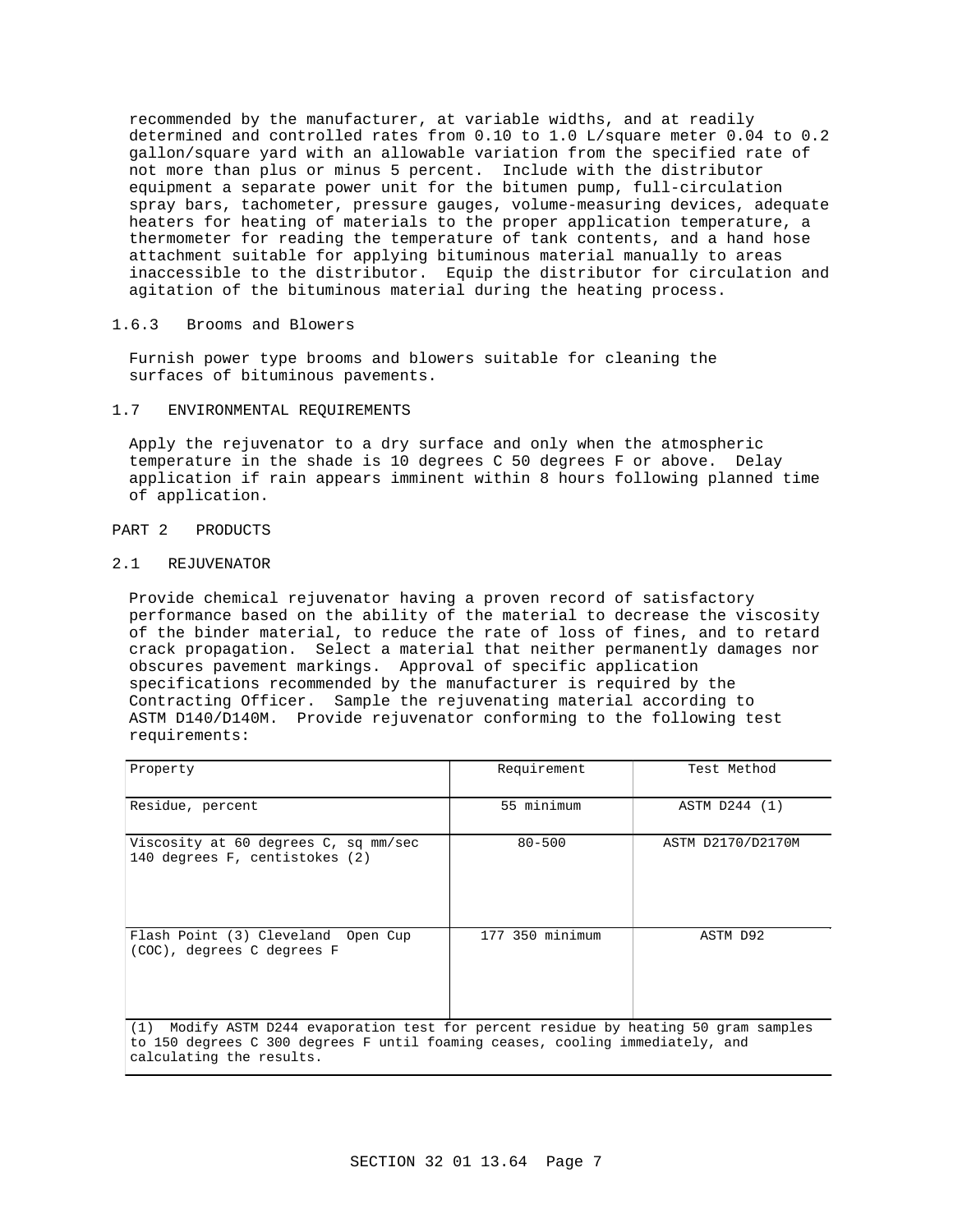recommended by the manufacturer, at variable widths, and at readily determined and controlled rates from 0.10 to 1.0 L/square meter 0.04 to 0.2 gallon/square yard with an allowable variation from the specified rate of not more than plus or minus 5 percent. Include with the distributor equipment a separate power unit for the bitumen pump, full-circulation spray bars, tachometer, pressure gauges, volume-measuring devices, adequate heaters for heating of materials to the proper application temperature, a thermometer for reading the temperature of tank contents, and a hand hose attachment suitable for applying bituminous material manually to areas inaccessible to the distributor. Equip the distributor for circulation and agitation of the bituminous material during the heating process.

### 1.6.3 Brooms and Blowers

Furnish power type brooms and blowers suitable for cleaning the surfaces of bituminous pavements.

## 1.7 ENVIRONMENTAL REQUIREMENTS

Apply the rejuvenator to a dry surface and only when the atmospheric temperature in the shade is 10 degrees C 50 degrees F or above. Delay application if rain appears imminent within 8 hours following planned time of application.

# PART 2 PRODUCTS

## 2.1 REJUVENATOR

Provide chemical rejuvenator having a proven record of satisfactory performance based on the ability of the material to decrease the viscosity of the binder material, to reduce the rate of loss of fines, and to retard crack propagation. Select a material that neither permanently damages nor obscures pavement markings. Approval of specific application specifications recommended by the manufacturer is required by the Contracting Officer. Sample the rejuvenating material according to ASTM D140/D140M. Provide rejuvenator conforming to the following test requirements:

| Property | Requirement | Test Method |
|---|---|---|
| Residue, percent | 55 minimum | ASTM D244 (1) |
| Viscosity at 60 degrees C, sq mm/sec 140 degrees F, centistokes (2) | 80-500 | ASTM D2170/D2170M |
| Flash Point (3) Cleveland Open Cup (COC), degrees C degrees F | 177 350 minimum | ASTM D92 |

(1) Modify ASTM D244 evaporation test for percent residue by heating 50 gram samples to 150 degrees C 300 degrees F until foaming ceases, cooling immediately, and calculating the results.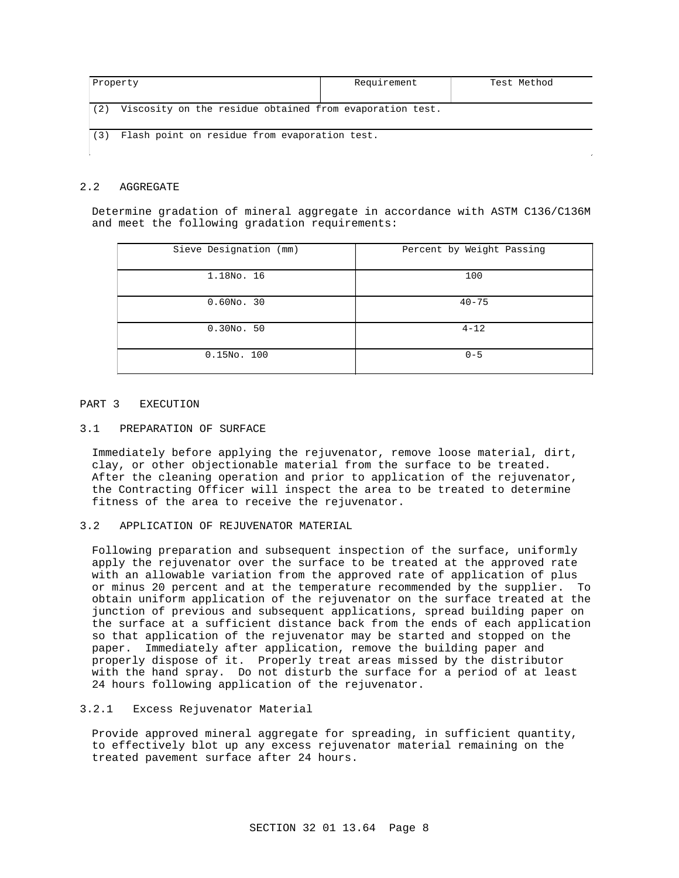| Property | Requirement | Test Method |
|---|---|---|
| (2) Viscosity on the residue obtained from evaporation test. | | |
| (3) Flash point on residue from evaporation test. | | |

## 2.2 AGGREGATE

Determine gradation of mineral aggregate in accordance with ASTM C136/C136M and meet the following gradation requirements:

| Sieve Designation (mm) | Percent by Weight Passing |
|---|---|
| 1.18No. 16 | 100 |
| 0.60No. 30 | 40-75 |
| 0.30No. 50 | 4-12 |
| 0.15No. 100 | 0-5 |

# PART 3 EXECUTION

## 3.1 PREPARATION OF SURFACE

Immediately before applying the rejuvenator, remove loose material, dirt, clay, or other objectionable material from the surface to be treated. After the cleaning operation and prior to application of the rejuvenator, the Contracting Officer will inspect the area to be treated to determine fitness of the area to receive the rejuvenator.

## 3.2 APPLICATION OF REJUVENATOR MATERIAL

Following preparation and subsequent inspection of the surface, uniformly apply the rejuvenator over the surface to be treated at the approved rate with an allowable variation from the approved rate of application of plus or minus 20 percent and at the temperature recommended by the supplier. To obtain uniform application of the rejuvenator on the surface treated at the junction of previous and subsequent applications, spread building paper on the surface at a sufficient distance back from the ends of each application so that application of the rejuvenator may be started and stopped on the paper. Immediately after application, remove the building paper and properly dispose of it. Properly treat areas missed by the distributor with the hand spray. Do not disturb the surface for a period of at least 24 hours following application of the rejuvenator.

### 3.2.1 Excess Rejuvenator Material

Provide approved mineral aggregate for spreading, in sufficient quantity, to effectively blot up any excess rejuvenator material remaining on the treated pavement surface after 24 hours.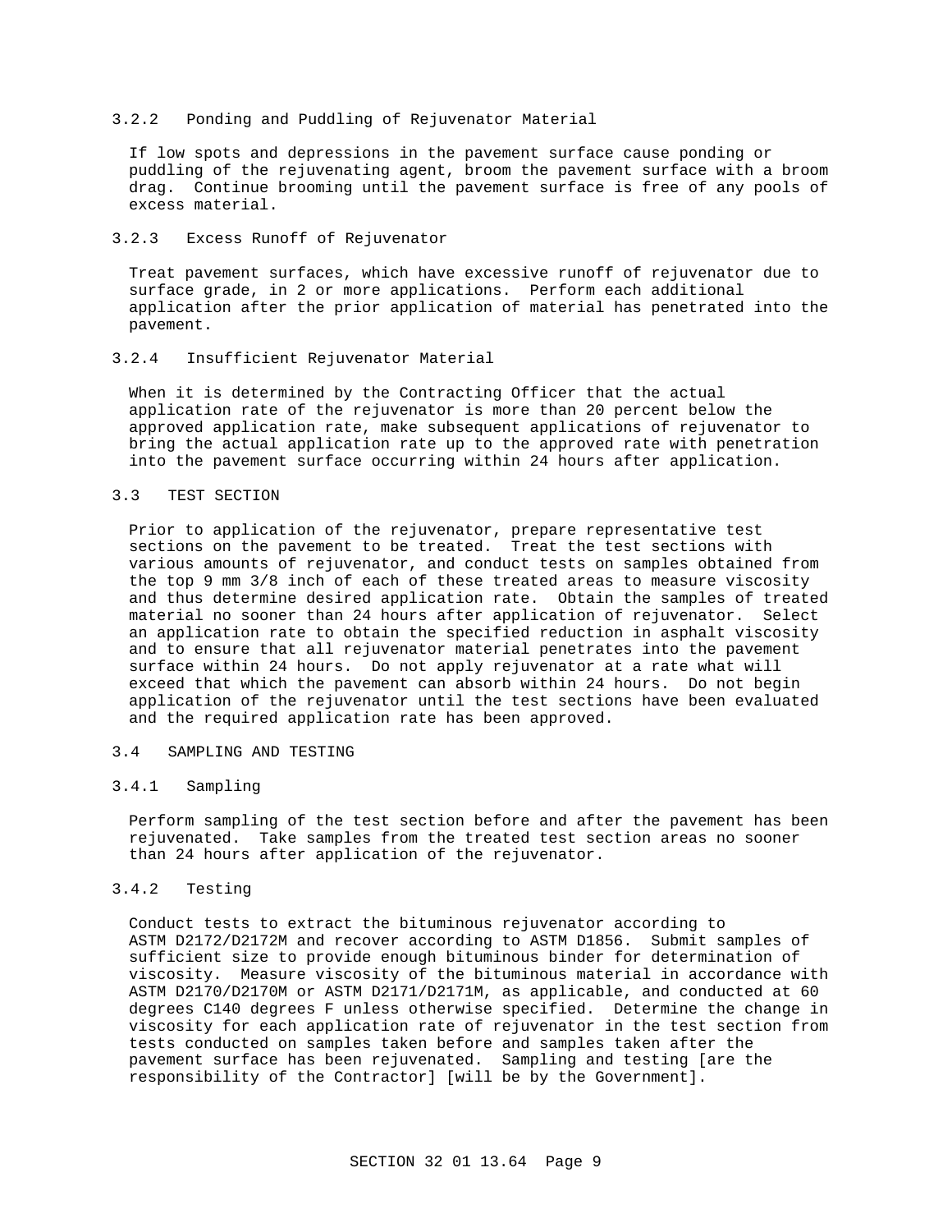#### 3.2.2 Ponding and Puddling of Rejuvenator Material

If low spots and depressions in the pavement surface cause ponding or puddling of the rejuvenating agent, broom the pavement surface with a broom drag. Continue brooming until the pavement surface is free of any pools of excess material.

#### 3.2.3 Excess Runoff of Rejuvenator

Treat pavement surfaces, which have excessive runoff of rejuvenator due to surface grade, in 2 or more applications. Perform each additional application after the prior application of material has penetrated into the pavement.

#### 3.2.4 Insufficient Rejuvenator Material

When it is determined by the Contracting Officer that the actual application rate of the rejuvenator is more than 20 percent below the approved application rate, make subsequent applications of rejuvenator to bring the actual application rate up to the approved rate with penetration into the pavement surface occurring within 24 hours after application.

### 3.3 TEST SECTION

Prior to application of the rejuvenator, prepare representative test sections on the pavement to be treated. Treat the test sections with various amounts of rejuvenator, and conduct tests on samples obtained from the top 9 mm 3/8 inch of each of these treated areas to measure viscosity and thus determine desired application rate. Obtain the samples of treated material no sooner than 24 hours after application of rejuvenator. Select an application rate to obtain the specified reduction in asphalt viscosity and to ensure that all rejuvenator material penetrates into the pavement surface within 24 hours. Do not apply rejuvenator at a rate what will exceed that which the pavement can absorb within 24 hours. Do not begin application of the rejuvenator until the test sections have been evaluated and the required application rate has been approved.

### 3.4 SAMPLING AND TESTING

#### 3.4.1 Sampling

Perform sampling of the test section before and after the pavement has been rejuvenated. Take samples from the treated test section areas no sooner than 24 hours after application of the rejuvenator.

#### 3.4.2 Testing

Conduct tests to extract the bituminous rejuvenator according to ASTM D2172/D2172M and recover according to ASTM D1856. Submit samples of sufficient size to provide enough bituminous binder for determination of viscosity. Measure viscosity of the bituminous material in accordance with ASTM D2170/D2170M or ASTM D2171/D2171M, as applicable, and conducted at 60 degrees C140 degrees F unless otherwise specified. Determine the change in viscosity for each application rate of rejuvenator in the test section from tests conducted on samples taken before and samples taken after the pavement surface has been rejuvenated. Sampling and testing [are the responsibility of the Contractor] [will be by the Government].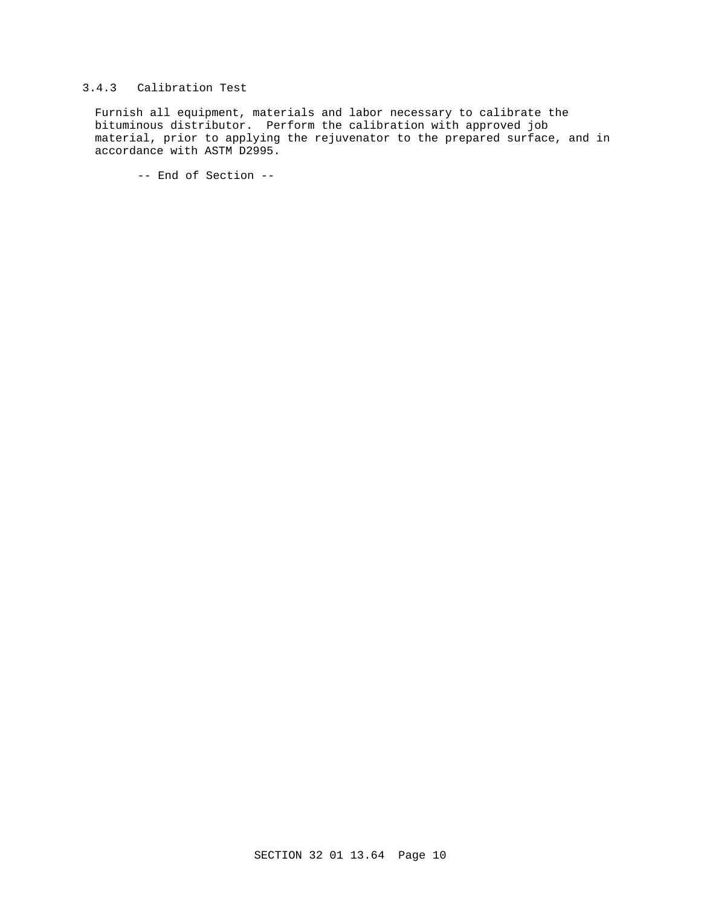### 3.4.3 Calibration Test

Furnish all equipment, materials and labor necessary to calibrate the bituminous distributor. Perform the calibration with approved job material, prior to applying the rejuvenator to the prepared surface, and in accordance with ASTM D2995.

-- End of Section --